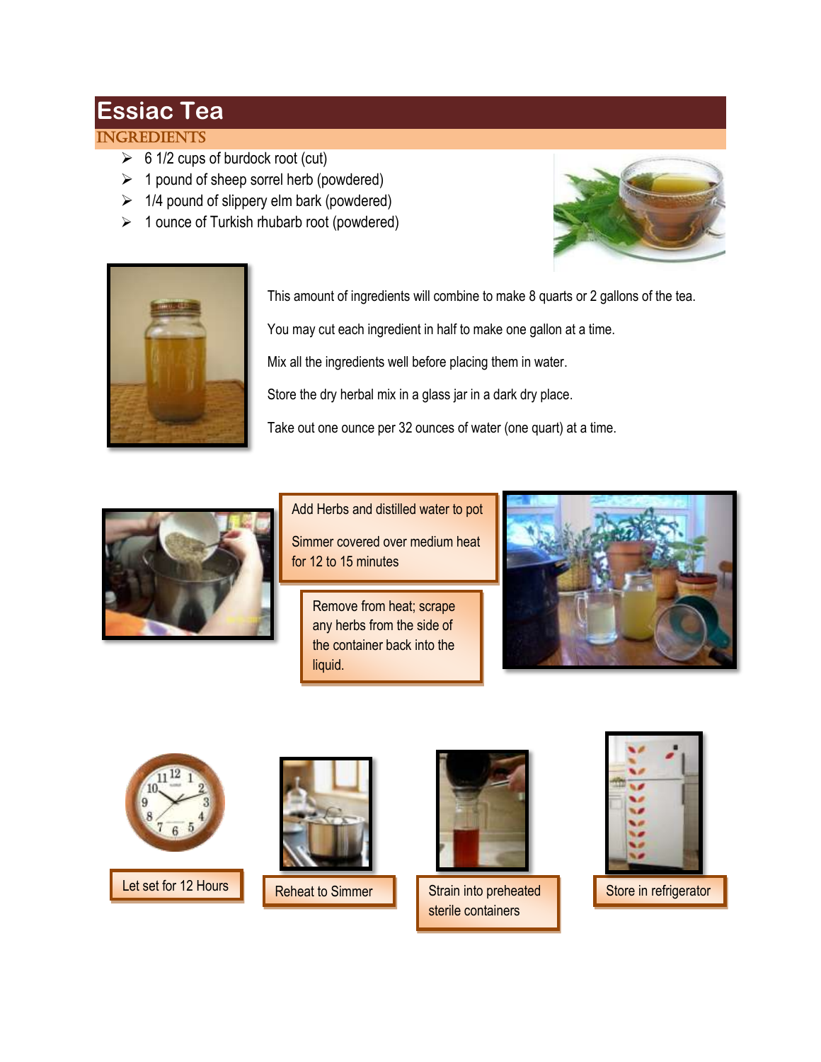# Essiac Tea

## INGREDIENTS

- 6 1/2 cups of burdock root (cut)
- 1 pound of sheep sorrel herb (powdered)
- 1/4 pound of slippery elm bark (powdered)
- 1 ounce of Turkish rhubarb root (powdered)

This amount of ingredients will combine to make 8 quarts or 2 gallons of the tea.

You may cut each ingredient in half to make one gallon at a time.

Mix all the ingredients well before placing them in water.

Store the dry herbal mix in a glass jar in a dark dry place.

Take out one ounce per 32 ounces of water (one quart) at a time.

Add Herbs and distilled water to pot

Simmer covered over medium heat for 12 to 15 minutes

Remove from heat; scrape any herbs from the side of the container back into the liquid.

Let set for 12 Hours

Reheat to Simmer

Strain into preheated sterile containers

Store in refrigerator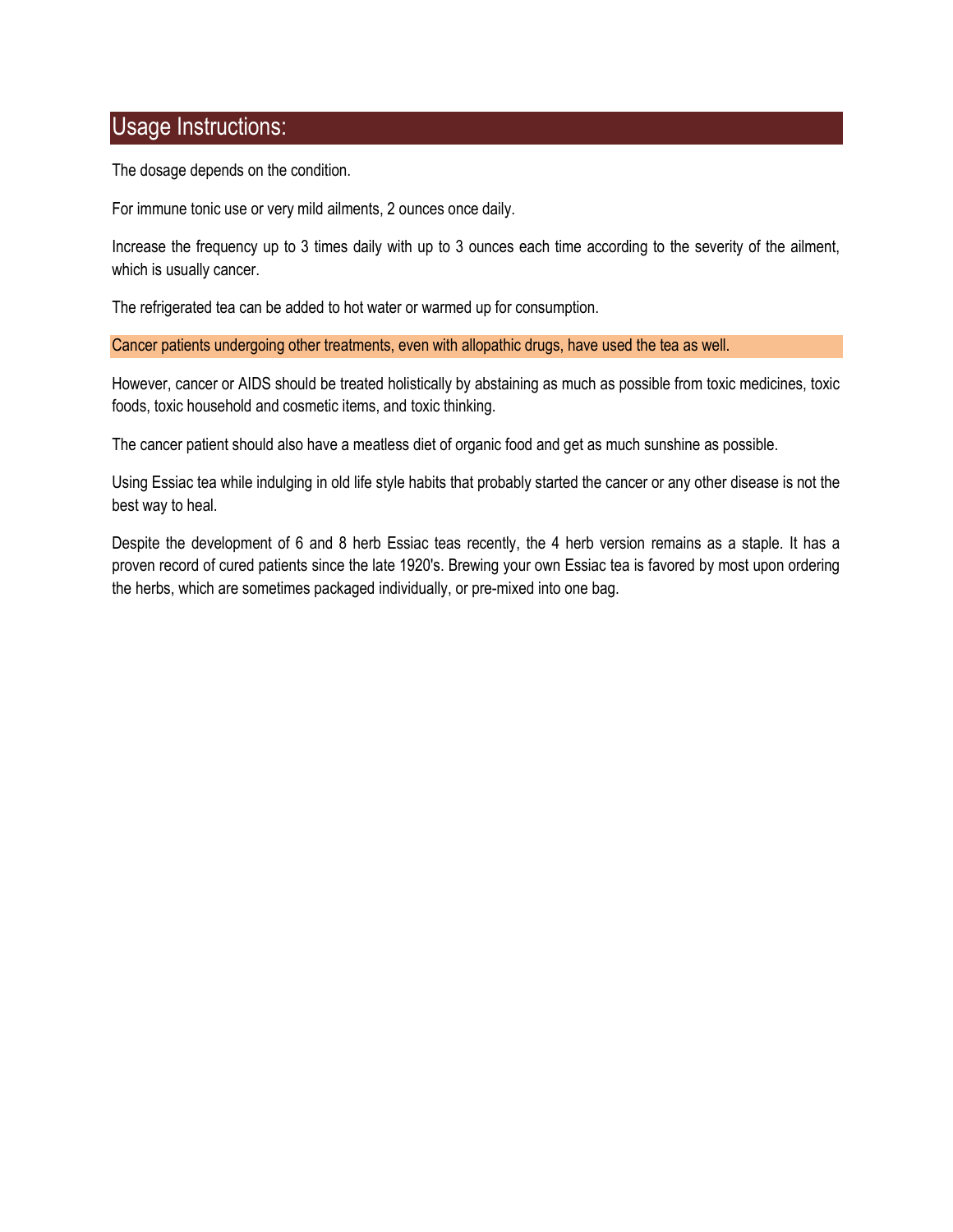## Usage Instructions:

The dosage depends on the condition.

For immune tonic use or very mild ailments, 2 ounces once daily.

Increase the frequency up to 3 times daily with up to 3 ounces each time according to the severity of the ailment, which is usually cancer.

The refrigerated tea can be added to hot water or warmed up for consumption.

Cancer patients undergoing other treatments, even with allopathic drugs, have used the tea as well.

However, cancer or AIDS should be treated holistically by abstaining as much as possible from toxic medicines, toxic foods, toxic household and cosmetic items, and toxic thinking.

The cancer patient should also have a meatless diet of organic food and get as much sunshine as possible.

Using Essiac tea while indulging in old life style habits that probably started the cancer or any other disease is not the best way to heal.

Despite the development of 6 and 8 herb Essiac teas recently, the 4 herb version remains as a staple. It has a proven record of cured patients since the late 1920's. Brewing your own Essiac tea is favored by most upon ordering the herbs, which are sometimes packaged individually, or pre-mixed into one bag.